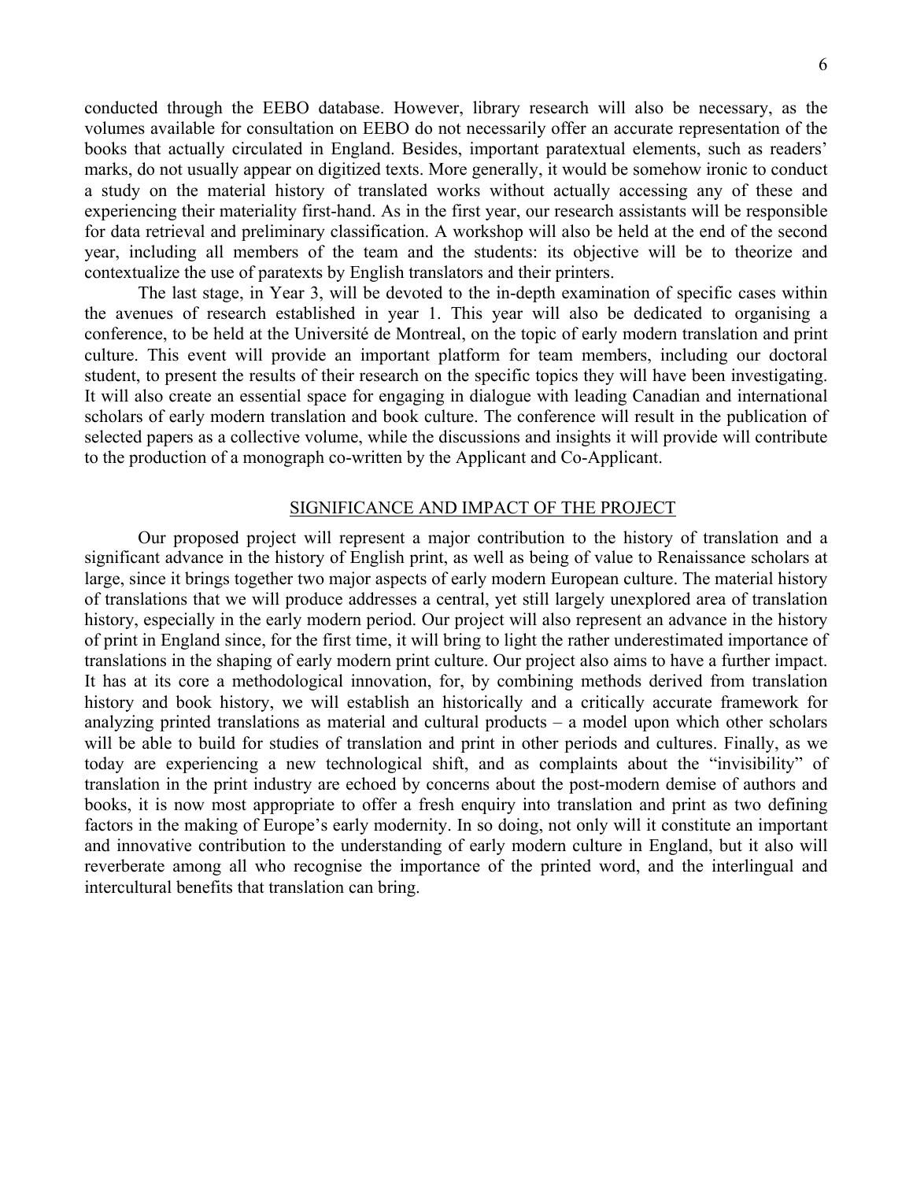conducted through the EEBO database. However, library research will also be necessary, as the volumes available for consultation on EEBO do not necessarily offer an accurate representation of the books that actually circulated in England. Besides, important paratextual elements, such as readers' marks, do not usually appear on digitized texts. More generally, it would be somehow ironic to conduct a study on the material history of translated works without actually accessing any of these and experiencing their materiality first-hand. As in the first year, our research assistants will be responsible for data retrieval and preliminary classification. A workshop will also be held at the end of the second year, including all members of the team and the students: its objective will be to theorize and contextualize the use of paratexts by English translators and their printers.

The last stage, in Year 3, will be devoted to the in-depth examination of specific cases within the avenues of research established in year 1. This year will also be dedicated to organising a conference, to be held at the Université de Montreal, on the topic of early modern translation and print culture. This event will provide an important platform for team members, including our doctoral student, to present the results of their research on the specific topics they will have been investigating. It will also create an essential space for engaging in dialogue with leading Canadian and international scholars of early modern translation and book culture. The conference will result in the publication of selected papers as a collective volume, while the discussions and insights it will provide will contribute to the production of a monograph co-written by the Applicant and Co-Applicant.

## SIGNIFICANCE AND IMPACT OF THE PROJECT

Our proposed project will represent a major contribution to the history of translation and a significant advance in the history of English print, as well as being of value to Renaissance scholars at large, since it brings together two major aspects of early modern European culture. The material history of translations that we will produce addresses a central, yet still largely unexplored area of translation history, especially in the early modern period. Our project will also represent an advance in the history of print in England since, for the first time, it will bring to light the rather underestimated importance of translations in the shaping of early modern print culture. Our project also aims to have a further impact. It has at its core a methodological innovation, for, by combining methods derived from translation history and book history, we will establish an historically and a critically accurate framework for analyzing printed translations as material and cultural products – a model upon which other scholars will be able to build for studies of translation and print in other periods and cultures. Finally, as we today are experiencing a new technological shift, and as complaints about the "invisibility" of translation in the print industry are echoed by concerns about the post-modern demise of authors and books, it is now most appropriate to offer a fresh enquiry into translation and print as two defining factors in the making of Europe's early modernity. In so doing, not only will it constitute an important and innovative contribution to the understanding of early modern culture in England, but it also will reverberate among all who recognise the importance of the printed word, and the interlingual and intercultural benefits that translation can bring.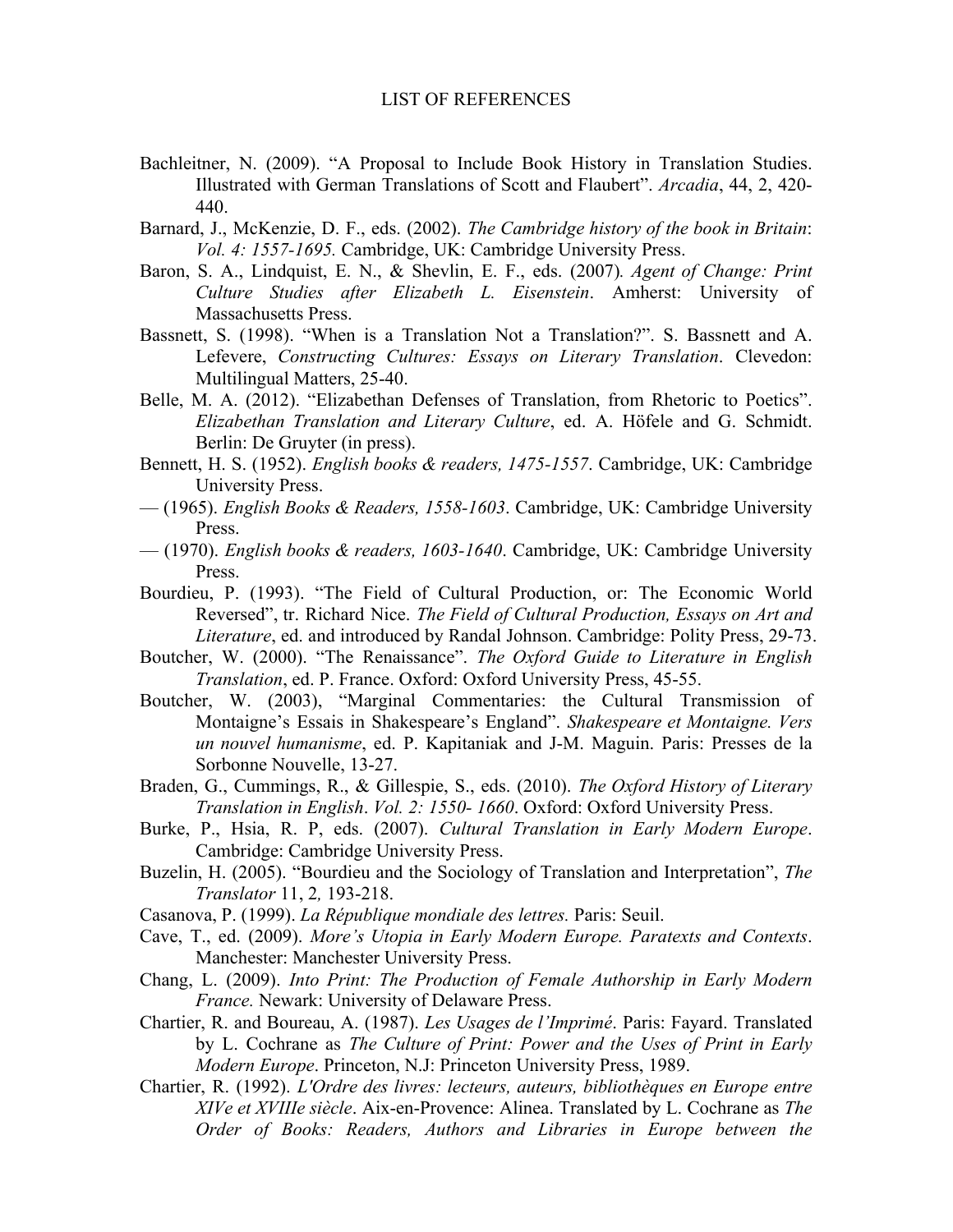# LIST OF REFERENCES

Bachleitner, N. (2009). "A Proposal to Include Book History in Translation Studies. Illustrated with German Translations of Scott and Flaubert". *Arcadia*, 44, 2, 420-440.

Barnard, J., McKenzie, D. F., eds. (2002). *The Cambridge history of the book in Britain*: *Vol. 4: 1557-1695.* Cambridge, UK: Cambridge University Press.

Baron, S. A., Lindquist, E. N., & Shevlin, E. F., eds. (2007). *Agent of Change: Print Culture Studies after Elizabeth L. Eisenstein*. Amherst: University of Massachusetts Press.

Bassnett, S. (1998). "When is a Translation Not a Translation?". S. Bassnett and A. Lefevere, *Constructing Cultures: Essays on Literary Translation*. Clevedon: Multilingual Matters, 25-40.

Belle, M. A. (2012). "Elizabethan Defenses of Translation, from Rhetoric to Poetics". *Elizabethan Translation and Literary Culture*, ed. A. Höfele and G. Schmidt. Berlin: De Gruyter (in press).

Bennett, H. S. (1952). *English books & readers, 1475-1557*. Cambridge, UK: Cambridge University Press.

— (1965). *English Books & Readers, 1558-1603*. Cambridge, UK: Cambridge University Press.

— (1970). *English books & readers, 1603-1640*. Cambridge, UK: Cambridge University Press.

Bourdieu, P. (1993). "The Field of Cultural Production, or: The Economic World Reversed", tr. Richard Nice. *The Field of Cultural Production, Essays on Art and Literature*, ed. and introduced by Randal Johnson. Cambridge: Polity Press, 29-73.

Boutcher, W. (2000). "The Renaissance". *The Oxford Guide to Literature in English Translation*, ed. P. France. Oxford: Oxford University Press, 45-55.

Boutcher, W. (2003), "Marginal Commentaries: the Cultural Transmission of Montaigne's Essais in Shakespeare's England". *Shakespeare et Montaigne. Vers un nouvel humanisme*, ed. P. Kapitaniak and J-M. Maguin. Paris: Presses de la Sorbonne Nouvelle, 13-27.

Braden, G., Cummings, R., & Gillespie, S., eds. (2010). *The Oxford History of Literary Translation in English*. *Vol. 2: 1550- 1660*. Oxford: Oxford University Press.

Burke, P., Hsia, R. P, eds. (2007). *Cultural Translation in Early Modern Europe*. Cambridge: Cambridge University Press.

Buzelin, H. (2005). "Bourdieu and the Sociology of Translation and Interpretation", *The Translator* 11, 2*,* 193-218.

Casanova, P. (1999). *La République mondiale des lettres.* Paris: Seuil.

Cave, T., ed. (2009). *More's Utopia in Early Modern Europe. Paratexts and Contexts*. Manchester: Manchester University Press.

Chang, L. (2009). *Into Print: The Production of Female Authorship in Early Modern France.* Newark: University of Delaware Press.

Chartier, R. and Boureau, A. (1987). *Les Usages de l'Imprimé*. Paris: Fayard. Translated by L. Cochrane as *The Culture of Print: Power and the Uses of Print in Early Modern Europe*. Princeton, N.J: Princeton University Press, 1989.

Chartier, R. (1992). *L'Ordre des livres: lecteurs, auteurs, bibliothèques en Europe entre XIVe et XVIIIe siècle*. Aix-en-Provence: Alinea. Translated by L. Cochrane as *The Order of Books: Readers, Authors and Libraries in Europe between the*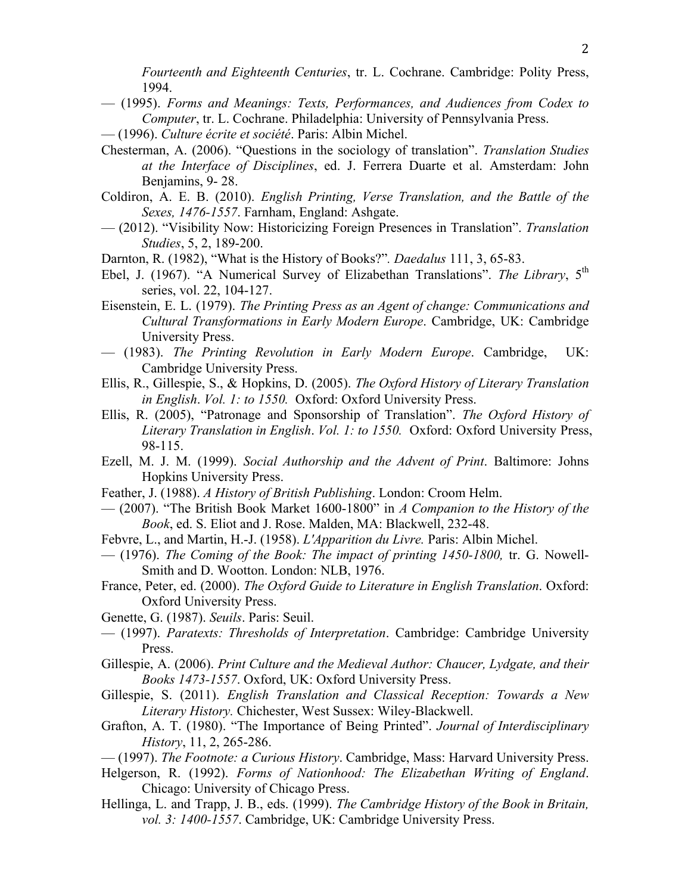*Fourteenth and Eighteenth Centuries*, tr. L. Cochrane. Cambridge: Polity Press, 1994.

— (1995). *Forms and Meanings: Texts, Performances, and Audiences from Codex to Computer*, tr. L. Cochrane. Philadelphia: University of Pennsylvania Press.

— (1996). *Culture écrite et société*. Paris: Albin Michel.

Chesterman, A. (2006). "Questions in the sociology of translation". *Translation Studies at the Interface of Disciplines*, ed. J. Ferrera Duarte et al. Amsterdam: John Benjamins, 9- 28.

Coldiron, A. E. B. (2010). *English Printing, Verse Translation, and the Battle of the Sexes, 1476-1557*. Farnham, England: Ashgate.

— (2012). "Visibility Now: Historicizing Foreign Presences in Translation". *Translation Studies*, 5, 2, 189-200.

Darnton, R. (1982), "What is the History of Books?". *Daedalus* 111, 3, 65-83.

Ebel, J. (1967). "A Numerical Survey of Elizabethan Translations". *The Library*, 5th series, vol. 22, 104-127.

Eisenstein, E. L. (1979). *The Printing Press as an Agent of change: Communications and Cultural Transformations in Early Modern Europe*. Cambridge, UK: Cambridge University Press.

— (1983). *The Printing Revolution in Early Modern Europe*. Cambridge, UK: Cambridge University Press.

Ellis, R., Gillespie, S., & Hopkins, D. (2005). *The Oxford History of Literary Translation in English*. *Vol. 1: to 1550.* Oxford: Oxford University Press.

Ellis, R. (2005), "Patronage and Sponsorship of Translation". *The Oxford History of Literary Translation in English*. *Vol. 1: to 1550.* Oxford: Oxford University Press, 98-115.

Ezell, M. J. M. (1999). *Social Authorship and the Advent of Print*. Baltimore: Johns Hopkins University Press.

Feather, J. (1988). *A History of British Publishing*. London: Croom Helm.

— (2007). "The British Book Market 1600-1800" in *A Companion to the History of the Book*, ed. S. Eliot and J. Rose. Malden, MA: Blackwell, 232-48.

Febvre, L., and Martin, H.-J. (1958). *L'Apparition du Livre.* Paris: Albin Michel.

— (1976). *The Coming of the Book: The impact of printing 1450-1800,* tr. G. Nowell-Smith and D. Wootton. London: NLB, 1976.

France, Peter, ed. (2000). *The Oxford Guide to Literature in English Translation*. Oxford: Oxford University Press.

Genette, G. (1987). *Seuils*. Paris: Seuil.

— (1997). *Paratexts: Thresholds of Interpretation*. Cambridge: Cambridge University Press.

Gillespie, A. (2006). *Print Culture and the Medieval Author: Chaucer, Lydgate, and their Books 1473-1557*. Oxford, UK: Oxford University Press.

Gillespie, S. (2011). *English Translation and Classical Reception: Towards a New Literary History.* Chichester, West Sussex: Wiley-Blackwell.

Grafton, A. T. (1980). "The Importance of Being Printed". *Journal of Interdisciplinary History*, 11, 2, 265-286.

— (1997). *The Footnote: a Curious History*. Cambridge, Mass: Harvard University Press.

Helgerson, R. (1992). *Forms of Nationhood: The Elizabethan Writing of England*. Chicago: University of Chicago Press.

Hellinga, L. and Trapp, J. B., eds. (1999). *The Cambridge History of the Book in Britain, vol. 3: 1400-1557*. Cambridge, UK: Cambridge University Press.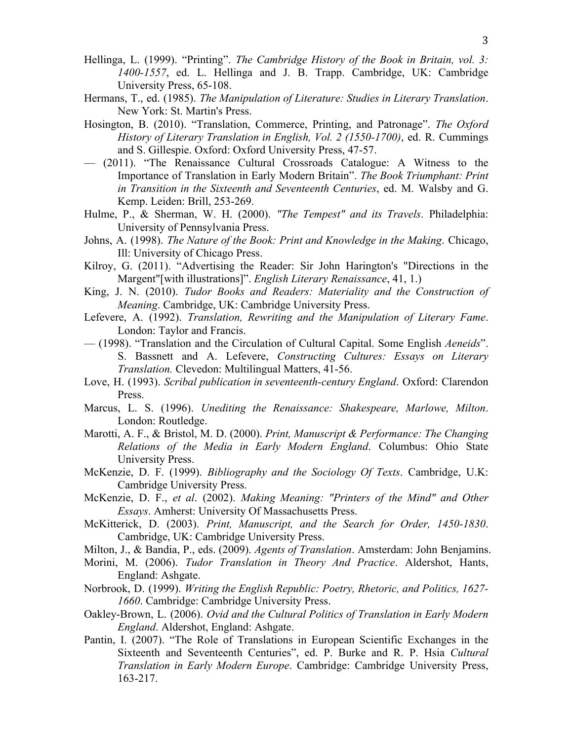Hellinga, L. (1999). "Printing". *The Cambridge History of the Book in Britain, vol. 3: 1400-1557*, ed. L. Hellinga and J. B. Trapp. Cambridge, UK: Cambridge University Press, 65-108.

Hermans, T., ed. (1985). *The Manipulation of Literature: Studies in Literary Translation*. New York: St. Martin's Press.

Hosington, B. (2010). "Translation, Commerce, Printing, and Patronage". *The Oxford History of Literary Translation in English, Vol. 2 (1550-1700)*, ed. R. Cummings and S. Gillespie. Oxford: Oxford University Press, 47-57.

— (2011). "The Renaissance Cultural Crossroads Catalogue: A Witness to the Importance of Translation in Early Modern Britain". *The Book Triumphant: Print in Transition in the Sixteenth and Seventeenth Centuries*, ed. M. Walsby and G. Kemp. Leiden: Brill, 253-269.

Hulme, P., & Sherman, W. H. (2000). *"The Tempest" and its Travels*. Philadelphia: University of Pennsylvania Press.

Johns, A. (1998). *The Nature of the Book: Print and Knowledge in the Making*. Chicago, Ill: University of Chicago Press.

Kilroy, G. (2011). "Advertising the Reader: Sir John Harington's "Directions in the Margent"[with illustrations]". *English Literary Renaissance*, 41, 1.)

King, J. N. (2010). *Tudor Books and Readers: Materiality and the Construction of Meaning*. Cambridge, UK: Cambridge University Press.

Lefevere, A. (1992). *Translation, Rewriting and the Manipulation of Literary Fame*. London: Taylor and Francis.

— (1998). "Translation and the Circulation of Cultural Capital. Some English *Aeneids*". S. Bassnett and A. Lefevere, *Constructing Cultures: Essays on Literary Translation.* Clevedon: Multilingual Matters, 41-56.

Love, H. (1993). *Scribal publication in seventeenth-century England*. Oxford: Clarendon Press.

Marcus, L. S. (1996). *Unediting the Renaissance: Shakespeare, Marlowe, Milton*. London: Routledge.

Marotti, A. F., & Bristol, M. D. (2000). *Print, Manuscript & Performance: The Changing Relations of the Media in Early Modern England*. Columbus: Ohio State University Press.

McKenzie, D. F. (1999). *Bibliography and the Sociology Of Texts*. Cambridge, U.K: Cambridge University Press.

McKenzie, D. F., *et al*. (2002). *Making Meaning: "Printers of the Mind" and Other Essays*. Amherst: University Of Massachusetts Press.

McKitterick, D. (2003). *Print, Manuscript, and the Search for Order, 1450-1830*. Cambridge, UK: Cambridge University Press.

Milton, J., & Bandia, P., eds. (2009). *Agents of Translation*. Amsterdam: John Benjamins.

Morini, M. (2006). *Tudor Translation in Theory And Practice*. Aldershot, Hants, England: Ashgate.

Norbrook, D. (1999). *Writing the English Republic: Poetry, Rhetoric, and Politics, 1627-1660*. Cambridge: Cambridge University Press.

Oakley-Brown, L. (2006). *Ovid and the Cultural Politics of Translation in Early Modern England*. Aldershot, England: Ashgate.

Pantin, I. (2007). "The Role of Translations in European Scientific Exchanges in the Sixteenth and Seventeenth Centuries", ed. P. Burke and R. P. Hsia *Cultural Translation in Early Modern Europe*. Cambridge: Cambridge University Press, 163-217.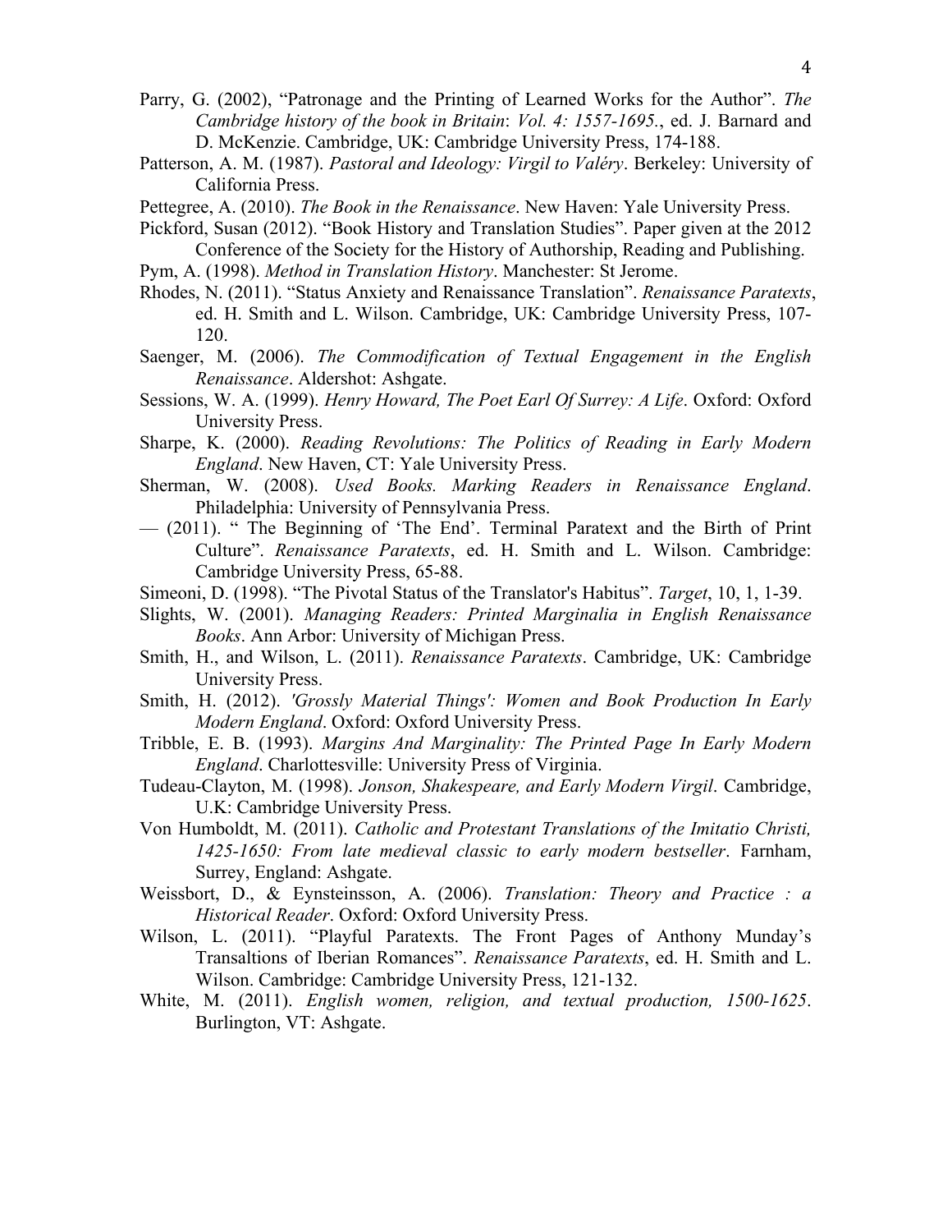Parry, G. (2002), “Patronage and the Printing of Learned Works for the Author”. *The Cambridge history of the book in Britain*: *Vol. 4: 1557-1695.*, ed. J. Barnard and D. McKenzie. Cambridge, UK: Cambridge University Press, 174-188.

Patterson, A. M. (1987). *Pastoral and Ideology: Virgil to Valéry*. Berkeley: University of California Press.

Pettegree, A. (2010). *The Book in the Renaissance*. New Haven: Yale University Press.

Pickford, Susan (2012). “Book History and Translation Studies”. Paper given at the 2012 Conference of the Society for the History of Authorship, Reading and Publishing.

Pym, A. (1998). *Method in Translation History*. Manchester: St Jerome.

Rhodes, N. (2011). “Status Anxiety and Renaissance Translation”. *Renaissance Paratexts*, ed. H. Smith and L. Wilson. Cambridge, UK: Cambridge University Press, 107-120.

Saenger, M. (2006). *The Commodification of Textual Engagement in the English Renaissance*. Aldershot: Ashgate.

Sessions, W. A. (1999). *Henry Howard, The Poet Earl Of Surrey: A Life*. Oxford: Oxford University Press.

Sharpe, K. (2000). *Reading Revolutions: The Politics of Reading in Early Modern England*. New Haven, CT: Yale University Press.

Sherman, W. (2008). *Used Books. Marking Readers in Renaissance England*. Philadelphia: University of Pennsylvania Press.

— (2011). “ The Beginning of ‘The End’. Terminal Paratext and the Birth of Print Culture”. *Renaissance Paratexts*, ed. H. Smith and L. Wilson. Cambridge: Cambridge University Press, 65-88.

Simeoni, D. (1998). “The Pivotal Status of the Translator's Habitus”. *Target*, 10, 1, 1-39.

Slights, W. (2001). *Managing Readers: Printed Marginalia in English Renaissance Books*. Ann Arbor: University of Michigan Press.

Smith, H., and Wilson, L. (2011). *Renaissance Paratexts*. Cambridge, UK: Cambridge University Press.

Smith, H. (2012). *'Grossly Material Things': Women and Book Production In Early Modern England*. Oxford: Oxford University Press.

Tribble, E. B. (1993). *Margins And Marginality: The Printed Page In Early Modern England*. Charlottesville: University Press of Virginia.

Tudeau-Clayton, M. (1998). *Jonson, Shakespeare, and Early Modern Virgil*. Cambridge, U.K: Cambridge University Press.

Von Humboldt, M. (2011). *Catholic and Protestant Translations of the Imitatio Christi, 1425-1650: From late medieval classic to early modern bestseller*. Farnham, Surrey, England: Ashgate.

Weissbort, D., & Eysteinsson, A. (2006). *Translation: Theory and Practice : a Historical Reader*. Oxford: Oxford University Press.

Wilson, L. (2011). “Playful Paratexts. The Front Pages of Anthony Munday’s Transaltions of Iberian Romances”. *Renaissance Paratexts*, ed. H. Smith and L. Wilson. Cambridge: Cambridge University Press, 121-132.

White, M. (2011). *English women, religion, and textual production, 1500-1625*. Burlington, VT: Ashgate.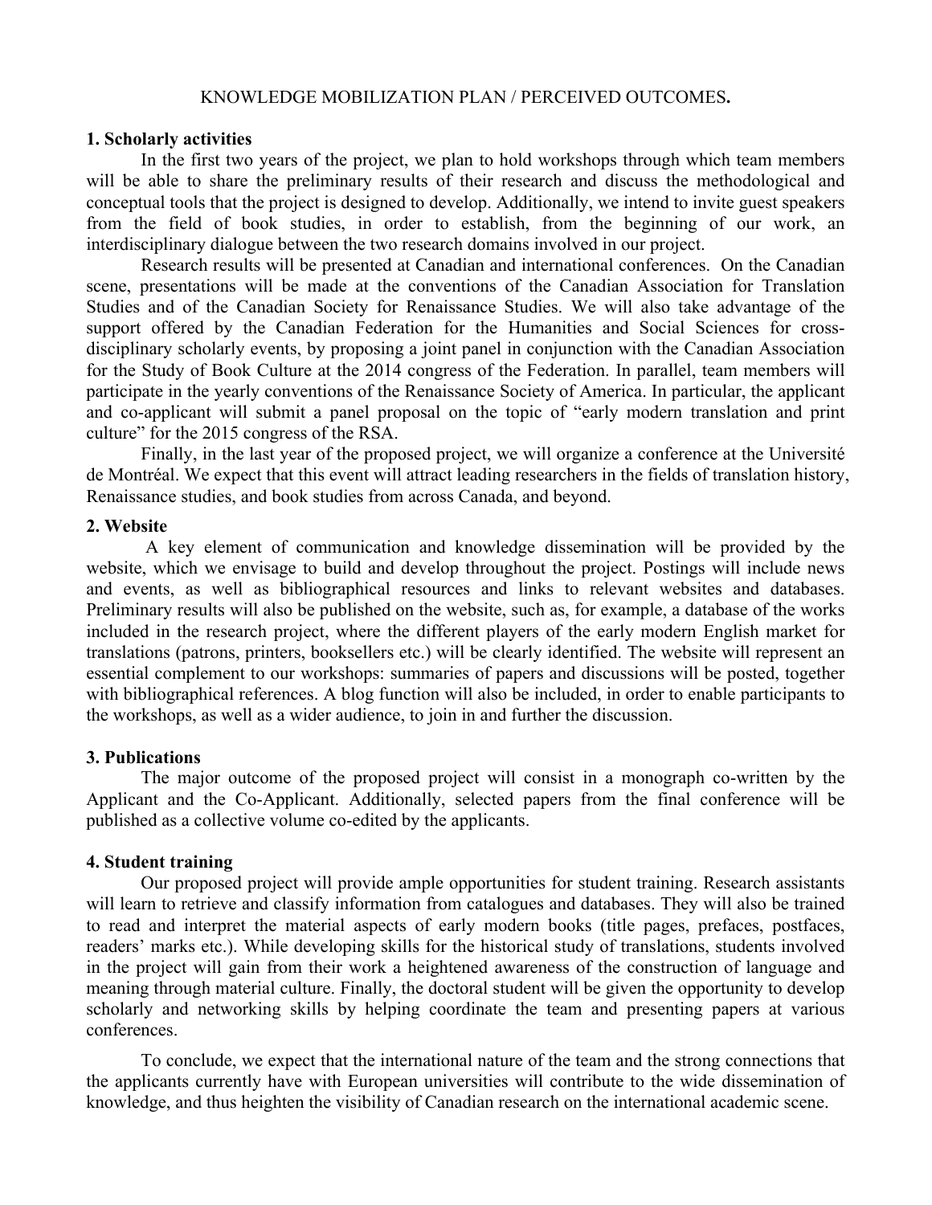# KNOWLEDGE MOBILIZATION PLAN / PERCEIVED OUTCOMES.

## 1. Scholarly activities

In the first two years of the project, we plan to hold workshops through which team members will be able to share the preliminary results of their research and discuss the methodological and conceptual tools that the project is designed to develop. Additionally, we intend to invite guest speakers from the field of book studies, in order to establish, from the beginning of our work, an interdisciplinary dialogue between the two research domains involved in our project.

Research results will be presented at Canadian and international conferences. On the Canadian scene, presentations will be made at the conventions of the Canadian Association for Translation Studies and of the Canadian Society for Renaissance Studies. We will also take advantage of the support offered by the Canadian Federation for the Humanities and Social Sciences for cross-disciplinary scholarly events, by proposing a joint panel in conjunction with the Canadian Association for the Study of Book Culture at the 2014 congress of the Federation. In parallel, team members will participate in the yearly conventions of the Renaissance Society of America. In particular, the applicant and co-applicant will submit a panel proposal on the topic of "early modern translation and print culture" for the 2015 congress of the RSA.

Finally, in the last year of the proposed project, we will organize a conference at the Université de Montréal. We expect that this event will attract leading researchers in the fields of translation history, Renaissance studies, and book studies from across Canada, and beyond.

## 2. Website

A key element of communication and knowledge dissemination will be provided by the website, which we envisage to build and develop throughout the project. Postings will include news and events, as well as bibliographical resources and links to relevant websites and databases. Preliminary results will also be published on the website, such as, for example, a database of the works included in the research project, where the different players of the early modern English market for translations (patrons, printers, booksellers etc.) will be clearly identified. The website will represent an essential complement to our workshops: summaries of papers and discussions will be posted, together with bibliographical references. A blog function will also be included, in order to enable participants to the workshops, as well as a wider audience, to join in and further the discussion.

## 3. Publications

The major outcome of the proposed project will consist in a monograph co-written by the Applicant and the Co-Applicant. Additionally, selected papers from the final conference will be published as a collective volume co-edited by the applicants.

## 4. Student training

Our proposed project will provide ample opportunities for student training. Research assistants will learn to retrieve and classify information from catalogues and databases. They will also be trained to read and interpret the material aspects of early modern books (title pages, prefaces, postfaces, readers' marks etc.). While developing skills for the historical study of translations, students involved in the project will gain from their work a heightened awareness of the construction of language and meaning through material culture. Finally, the doctoral student will be given the opportunity to develop scholarly and networking skills by helping coordinate the team and presenting papers at various conferences.

To conclude, we expect that the international nature of the team and the strong connections that the applicants currently have with European universities will contribute to the wide dissemination of knowledge, and thus heighten the visibility of Canadian research on the international academic scene.